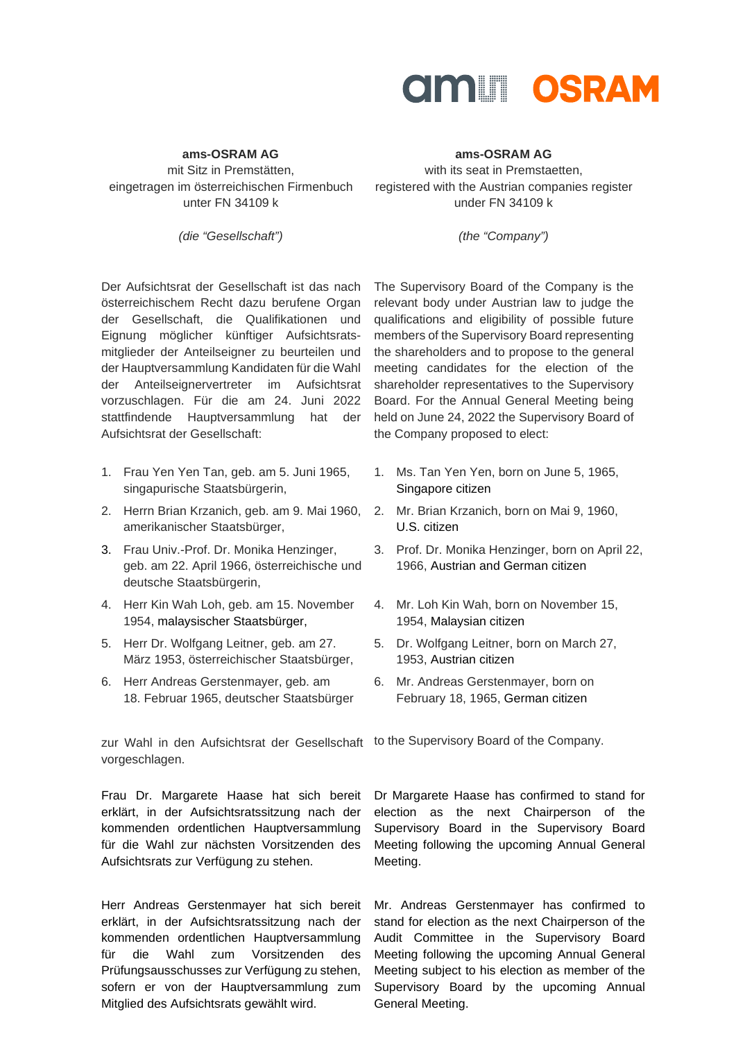**ams-OSRAM AG**
mit Sitz in Premstätten,
eingetragen im österreichischen Firmenbuch
unter FN 34109 k

*(die "Gesellschaft")*

Der Aufsichtsrat der Gesellschaft ist das nach österreichischem Recht dazu berufene Organ der Gesellschaft, die Qualifikationen und Eignung möglicher künftiger Aufsichtsratsmitglieder der Anteilseigner zu beurteilen und der Hauptversammlung Kandidaten für die Wahl der Anteilseignervertreter im Aufsichtsrat vorzuschlagen. Für die am 24. Juni 2022 stattfindende Hauptversammlung hat der Aufsichtsrat der Gesellschaft:

1. Frau Yen Yen Tan, geb. am 5. Juni 1965, singapurische Staatsbürgerin,
2. Herrn Brian Krzanich, geb. am 9. Mai 1960, amerikanischer Staatsbürger,
3. Frau Univ.-Prof. Dr. Monika Henzinger, geb. am 22. April 1966, österreichische und deutsche Staatsbürgerin,
4. Herr Kin Wah Loh, geb. am 15. November 1954, malaysischer Staatsbürger,
5. Herr Dr. Wolfgang Leitner, geb. am 27. März 1953, österreichischer Staatsbürger,
6. Herr Andreas Gerstenmayer, geb. am 18. Februar 1965, deutscher Staatsbürger

zur Wahl in den Aufsichtsrat der Gesellschaft vorgeschlagen.

Frau Dr. Margarete Haase hat sich bereit erklärt, in der Aufsichtsratssitzung nach der kommenden ordentlichen Hauptversammlung für die Wahl zur nächsten Vorsitzenden des Aufsichtsrats zur Verfügung zu stehen.

Herr Andreas Gerstenmayer hat sich bereit erklärt, in der Aufsichtsratssitzung nach der kommenden ordentlichen Hauptversammlung für die Wahl zum Vorsitzenden des Prüfungsausschusses zur Verfügung zu stehen, sofern er von der Hauptversammlung zum Mitglied des Aufsichtsrats gewählt wird.

**ams-OSRAM AG**
with its seat in Premstaetten,
registered with the Austrian companies register
under FN 34109 k

*(the "Company")*

The Supervisory Board of the Company is the relevant body under Austrian law to judge the qualifications and eligibility of possible future members of the Supervisory Board representing the shareholders and to propose to the general meeting candidates for the election of the shareholder representatives to the Supervisory Board. For the Annual General Meeting being held on June 24, 2022 the Supervisory Board of the Company proposed to elect:

1. Ms. Tan Yen Yen, born on June 5, 1965, Singapore citizen
2. Mr. Brian Krzanich, born on Mai 9, 1960, U.S. citizen
3. Prof. Dr. Monika Henzinger, born on April 22, 1966, Austrian and German citizen
4. Mr. Loh Kin Wah, born on November 15, 1954, Malaysian citizen
5. Dr. Wolfgang Leitner, born on March 27, 1953, Austrian citizen
6. Mr. Andreas Gerstenmayer, born on February 18, 1965, German citizen

to the Supervisory Board of the Company.

Dr Margarete Haase has confirmed to stand for election as the next Chairperson of the Supervisory Board in the Supervisory Board Meeting following the upcoming Annual General Meeting.

Mr. Andreas Gerstenmayer has confirmed to stand for election as the next Chairperson of the Audit Committee in the Supervisory Board Meeting following the upcoming Annual General Meeting subject to his election as member of the Supervisory Board by the upcoming Annual General Meeting.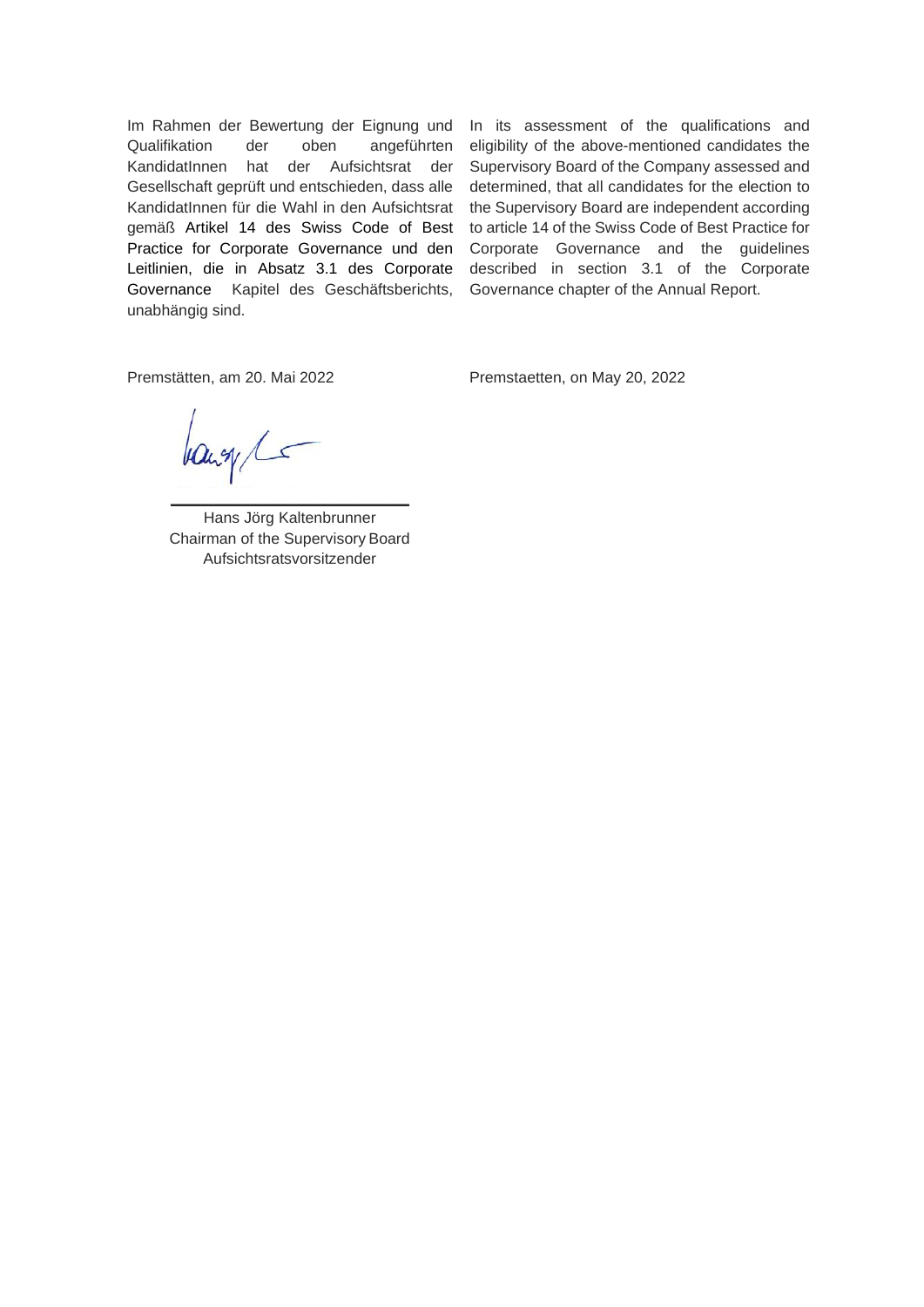Im Rahmen der Bewertung der Eignung und Qualifikation der oben angeführten KandidatInnen hat der Aufsichtsrat der Gesellschaft geprüft und entschieden, dass alle KandidatInnen für die Wahl in den Aufsichtsrat gemäß Artikel 14 des Swiss Code of Best Practice for Corporate Governance und den Leitlinien, die in Absatz 3.1 des Corporate Governance Kapitel des Geschäftsberichts, unabhängig sind.

In its assessment of the qualifications and eligibility of the above-mentioned candidates the Supervisory Board of the Company assessed and determined, that all candidates for the election to the Supervisory Board are independent according to article 14 of the Swiss Code of Best Practice for Corporate Governance and the guidelines described in section 3.1 of the Corporate Governance chapter of the Annual Report.

Premstätten, am 20. Mai 2022

Premstaetten, on May 20, 2022

Hans Jörg Kaltenbrunner
Chairman of the Supervisory Board
Aufsichtsratsvorsitzender